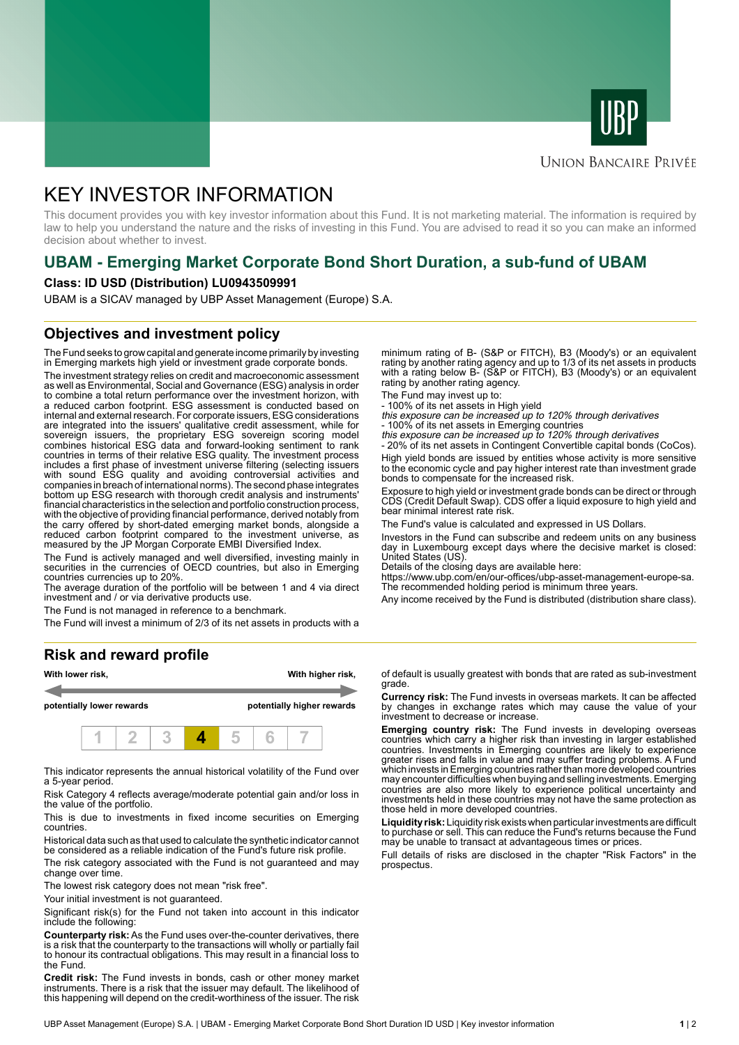UNION BANCAIRE PRIVÉE

# KEY INVESTOR INFORMATION

This document provides you with key investor information about this Fund. It is not marketing material. The information is required by law to help you understand the nature and the risks of investing in this Fund. You are advised to read it so you can make an informed decision about whether to invest.

## UBAM - Emerging Market Corporate Bond Short Duration, a sub-fund of UBAM

**Class: ID USD (Distribution) LU0943509991**

UBAM is a SICAV managed by UBP Asset Management (Europe) S.A.

## Objectives and investment policy

The Fund seeks to grow capital and generate income primarily by investing in Emerging markets high yield or investment grade corporate bonds.

The investment strategy relies on credit and macroeconomic assessment as well as Environmental, Social and Governance (ESG) analysis in order to combine a total return performance over the investment horizon, with a reduced carbon footprint. ESG assessment is conducted based on internal and external research. For corporate issuers, ESG considerations are integrated into the issuers' qualitative credit assessment, while for sovereign issuers, the proprietary ESG sovereign scoring model combines historical ESG data and forward-looking sentiment to rank countries in terms of their relative ESG quality. The investment process includes a first phase of investment universe filtering (selecting issuers with sound ESG quality and avoiding controversial activities and companies in breach of international norms). The second phase integrates bottom up ESG research with thorough credit analysis and instruments' financial characteristics in the selection and portfolio construction process, with the objective of providing financial performance, derived notably from the carry offered by short-dated emerging market bonds, alongside a reduced carbon footprint compared to the investment universe, as measured by the JP Morgan Corporate EMBI Diversified Index.

The Fund is actively managed and well diversified, investing mainly in securities in the currencies of OECD countries, but also in Emerging countries currencies up to 20%.

The average duration of the portfolio will be between 1 and 4 via direct investment and / or via derivative products use.

The Fund is not managed in reference to a benchmark.

The Fund will invest a minimum of 2/3 of its net assets in products with a minimum rating of B- (S&P or FITCH), B3 (Moody's) or an equivalent rating by another rating agency and up to 1/3 of its net assets in products with a rating below B- (S&P or FITCH), B3 (Moody's) or an equivalent rating by another rating agency.

The Fund may invest up to:
- 100% of its net assets in High yield
*this exposure can be increased up to 120% through derivatives*
- 100% of its net assets in Emerging countries
*this exposure can be increased up to 120% through derivatives*
- 20% of its net assets in Contingent Convertible capital bonds (CoCos).

High yield bonds are issued by entities whose activity is more sensitive to the economic cycle and pay higher interest rate than investment grade bonds to compensate for the increased risk.

Exposure to high yield or investment grade bonds can be direct or through CDS (Credit Default Swap). CDS offer a liquid exposure to high yield and bear minimal interest rate risk.

The Fund's value is calculated and expressed in US Dollars.

Investors in the Fund can subscribe and redeem units on any business day in Luxembourg except days where the decisive market is closed: United States (US).
Details of the closing days are available here:
https://www.ubp.com/en/our-offices/ubp-asset-management-europe-sa.
The recommended holding period is minimum three years.

Any income received by the Fund is distributed (distribution share class).

## Risk and reward profile

**With lower risk,** — **With higher risk,**

**potentially lower rewards** — **potentially higher rewards**

| 1 | 2 | 3 | **4** | 5 | 6 | 7 |
|---|---|---|---|---|---|---|

This indicator represents the annual historical volatility of the Fund over a 5-year period.

Risk Category 4 reflects average/moderate potential gain and/or loss in the value of the portfolio.

This is due to investments in fixed income securities on Emerging countries.

Historical data such as that used to calculate the synthetic indicator cannot be considered as a reliable indication of the Fund's future risk profile.

The risk category associated with the Fund is not guaranteed and may change over time.

The lowest risk category does not mean "risk free".

Your initial investment is not guaranteed.

Significant risk(s) for the Fund not taken into account in this indicator include the following:

**Counterparty risk:** As the Fund uses over-the-counter derivatives, there is a risk that the counterparty to the transactions will wholly or partially fail to honour its contractual obligations. This may result in a financial loss to the Fund.

**Credit risk:** The Fund invests in bonds, cash or other money market instruments. There is a risk that the issuer may default. The likelihood of this happening will depend on the credit-worthiness of the issuer. The risk of default is usually greatest with bonds that are rated as sub-investment grade.

**Currency risk:** The Fund invests in overseas markets. It can be affected by changes in exchange rates which may cause the value of your investment to decrease or increase.

**Emerging country risk:** The Fund invests in developing overseas countries which carry a higher risk than investing in larger established countries. Investments in Emerging countries are likely to experience greater rises and falls in value and may suffer trading problems. A Fund which invests in Emerging countries rather than more developed countries may encounter difficulties when buying and selling investments. Emerging countries are also more likely to experience political uncertainty and investments held in these countries may not have the same protection as those held in more developed countries.

**Liquidity risk:** Liquidity risk exists when particular investments are difficult to purchase or sell. This can reduce the Fund's returns because the Fund may be unable to transact at advantageous times or prices.

Full details of risks are disclosed in the chapter "Risk Factors" in the prospectus.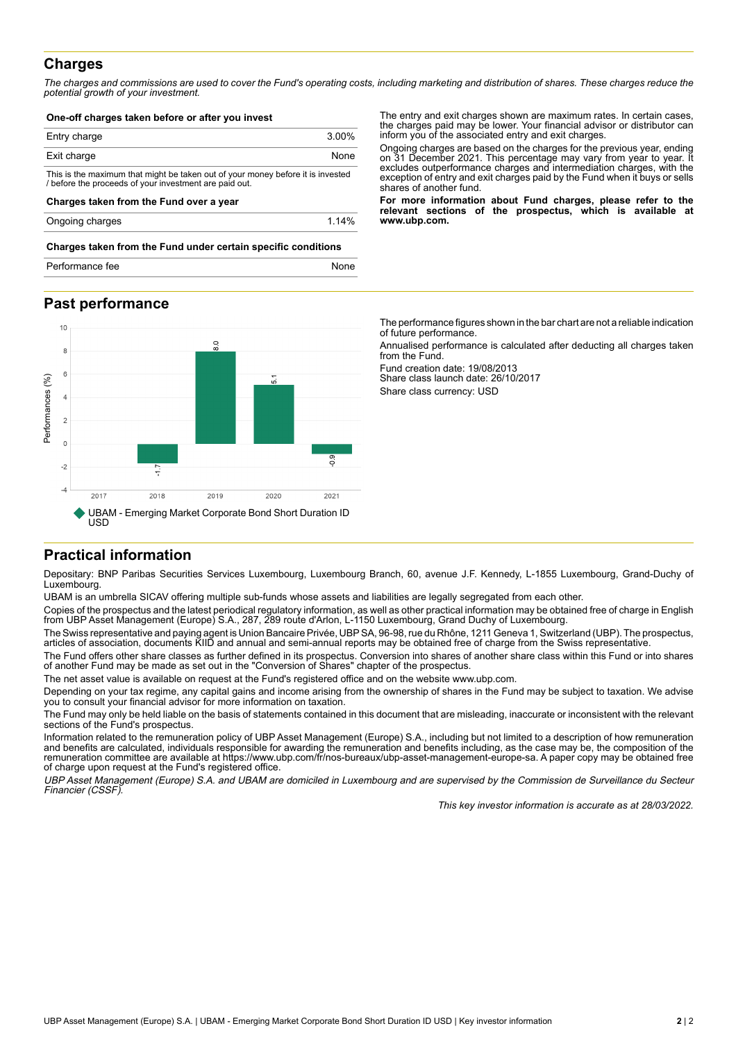## Charges

*The charges and commissions are used to cover the Fund's operating costs, including marketing and distribution of shares. These charges reduce the potential growth of your investment.*

| **One-off charges taken before or after you invest** | |
|---|---|
| Entry charge | 3.00% |
| Exit charge | None |

This is the maximum that might be taken out of your money before it is invested / before the proceeds of your investment are paid out.

| **Charges taken from the Fund over a year** | |
|---|---|
| Ongoing charges | 1.14% |

| **Charges taken from the Fund under certain specific conditions** | |
|---|---|
| Performance fee | None |

The entry and exit charges shown are maximum rates. In certain cases, the charges paid may be lower. Your financial advisor or distributor can inform you of the associated entry and exit charges.

Ongoing charges are based on the charges for the previous year, ending on 31 December 2021. This percentage may vary from year to year. It excludes outperformance charges and intermediation charges, with the exception of entry and exit charges paid by the Fund when it buys or sells shares of another fund.

**For more information about Fund charges, please refer to the relevant sections of the prospectus, which is available at www.ubp.com.**

## Past performance

Performances (%)

10
8
6
4
2
0
-2
-4

2017 2018 2019 2020 2021

-1.7
8.0
5.1
-0.9

UBAM - Emerging Market Corporate Bond Short Duration ID USD

The performance figures shown in the bar chart are not a reliable indication of future performance.

Annualised performance is calculated after deducting all charges taken from the Fund.

Fund creation date: 19/08/2013
Share class launch date: 26/10/2017
Share class currency: USD

## Practical information

Depositary: BNP Paribas Securities Services Luxembourg, Luxembourg Branch, 60, avenue J.F. Kennedy, L-1855 Luxembourg, Grand-Duchy of Luxembourg.

UBAM is an umbrella SICAV offering multiple sub-funds whose assets and liabilities are legally segregated from each other.

Copies of the prospectus and the latest periodical regulatory information, as well as other practical information may be obtained free of charge in English from UBP Asset Management (Europe) S.A., 287, 289 route d'Arlon, L-1150 Luxembourg, Grand Duchy of Luxembourg.

The Swiss representative and paying agent is Union Bancaire Privée, UBP SA, 96-98, rue du Rhône, 1211 Geneva 1, Switzerland (UBP). The prospectus, articles of association, documents KIID and annual and semi-annual reports may be obtained free of charge from the Swiss representative.

The Fund offers other share classes as further defined in its prospectus. Conversion into shares of another share class within this Fund or into shares of another Fund may be made as set out in the "Conversion of Shares" chapter of the prospectus.

The net asset value is available on request at the Fund's registered office and on the website www.ubp.com.

Depending on your tax regime, any capital gains and income arising from the ownership of shares in the Fund may be subject to taxation. We advise you to consult your financial advisor for more information on taxation.

The Fund may only be held liable on the basis of statements contained in this document that are misleading, inaccurate or inconsistent with the relevant sections of the Fund's prospectus.

Information related to the remuneration policy of UBP Asset Management (Europe) S.A., including but not limited to a description of how remuneration and benefits are calculated, individuals responsible for awarding the remuneration and benefits including, as the case may be, the composition of the remuneration committee are available at https://www.ubp.com/fr/nos-bureaux/ubp-asset-management-europe-sa. A paper copy may be obtained free of charge upon request at the Fund's registered office.

*UBP Asset Management (Europe) S.A. and UBAM are domiciled in Luxembourg and are supervised by the Commission de Surveillance du Secteur Financier (CSSF).*

*This key investor information is accurate as at 28/03/2022.*